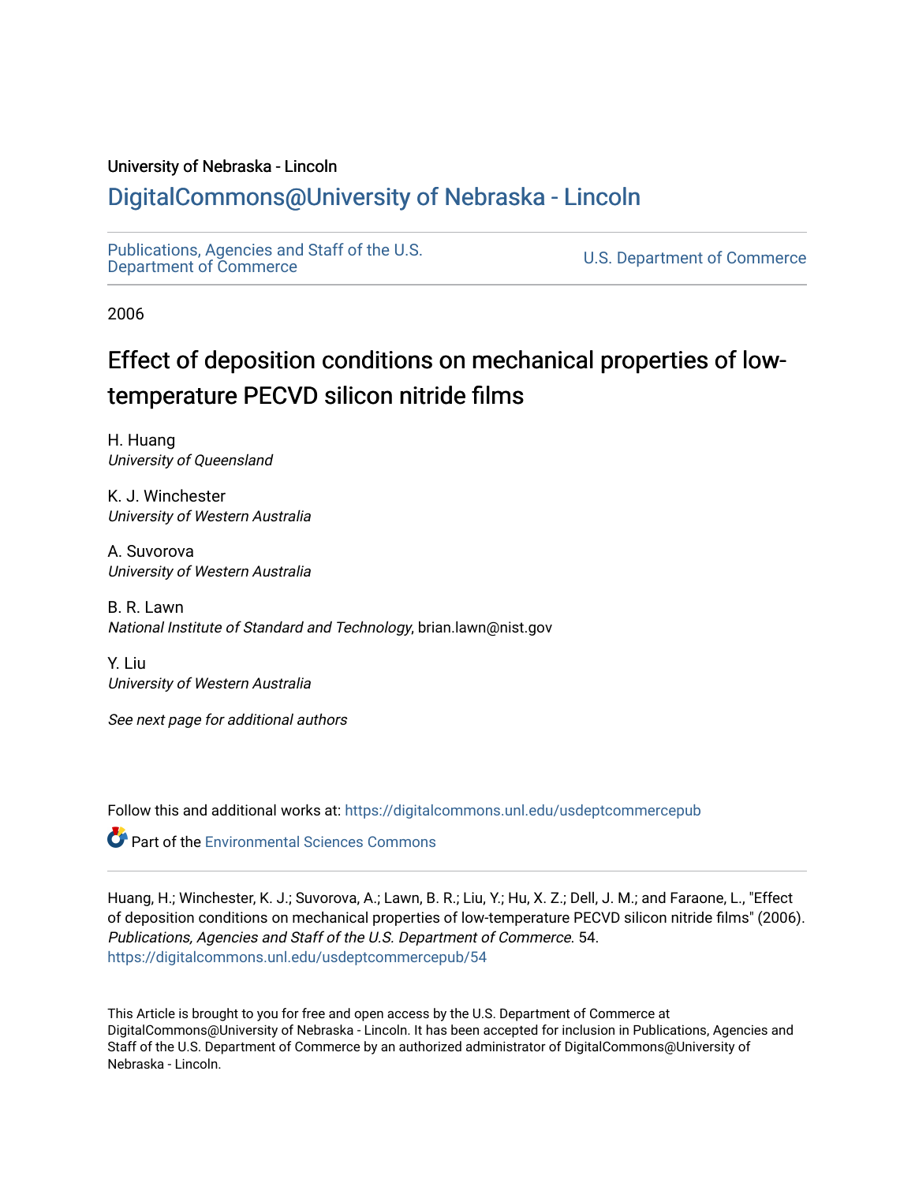University of Nebraska - Lincoln

# DigitalCommons@University of Nebraska - Lincoln

Publications, Agencies and Staff of the U.S. Department of Commerce

U.S. Department of Commerce

2006

## Effect of deposition conditions on mechanical properties of low-temperature PECVD silicon nitride films

H. Huang
*University of Queensland*

K. J. Winchester
*University of Western Australia*

A. Suvorova
*University of Western Australia*

B. R. Lawn
*National Institute of Standard and Technology*, brian.lawn@nist.gov

Y. Liu
*University of Western Australia*

*See next page for additional authors*

Follow this and additional works at: https://digitalcommons.unl.edu/usdeptcommercepub

Part of the Environmental Sciences Commons

Huang, H.; Winchester, K. J.; Suvorova, A.; Lawn, B. R.; Liu, Y.; Hu, X. Z.; Dell, J. M.; and Faraone, L., "Effect of deposition conditions on mechanical properties of low-temperature PECVD silicon nitride films" (2006). *Publications, Agencies and Staff of the U.S. Department of Commerce*. 54.
https://digitalcommons.unl.edu/usdeptcommercepub/54

This Article is brought to you for free and open access by the U.S. Department of Commerce at DigitalCommons@University of Nebraska - Lincoln. It has been accepted for inclusion in Publications, Agencies and Staff of the U.S. Department of Commerce by an authorized administrator of DigitalCommons@University of Nebraska - Lincoln.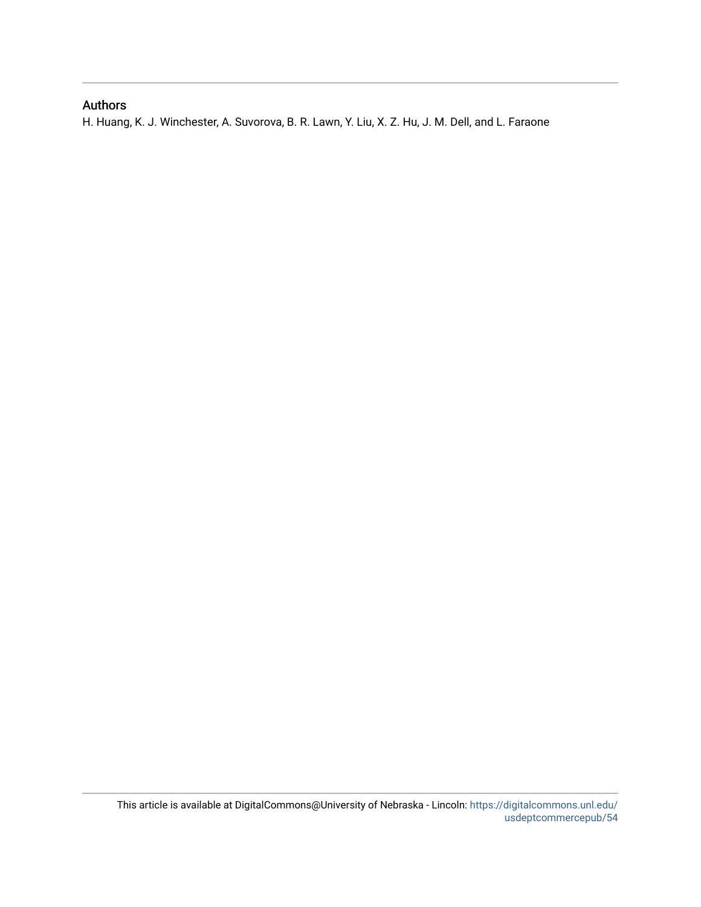## Authors

H. Huang, K. J. Winchester, A. Suvorova, B. R. Lawn, Y. Liu, X. Z. Hu, J. M. Dell, and L. Faraone

This article is available at DigitalCommons@University of Nebraska - Lincoln: https://digitalcommons.unl.edu/usdeptcommercepub/54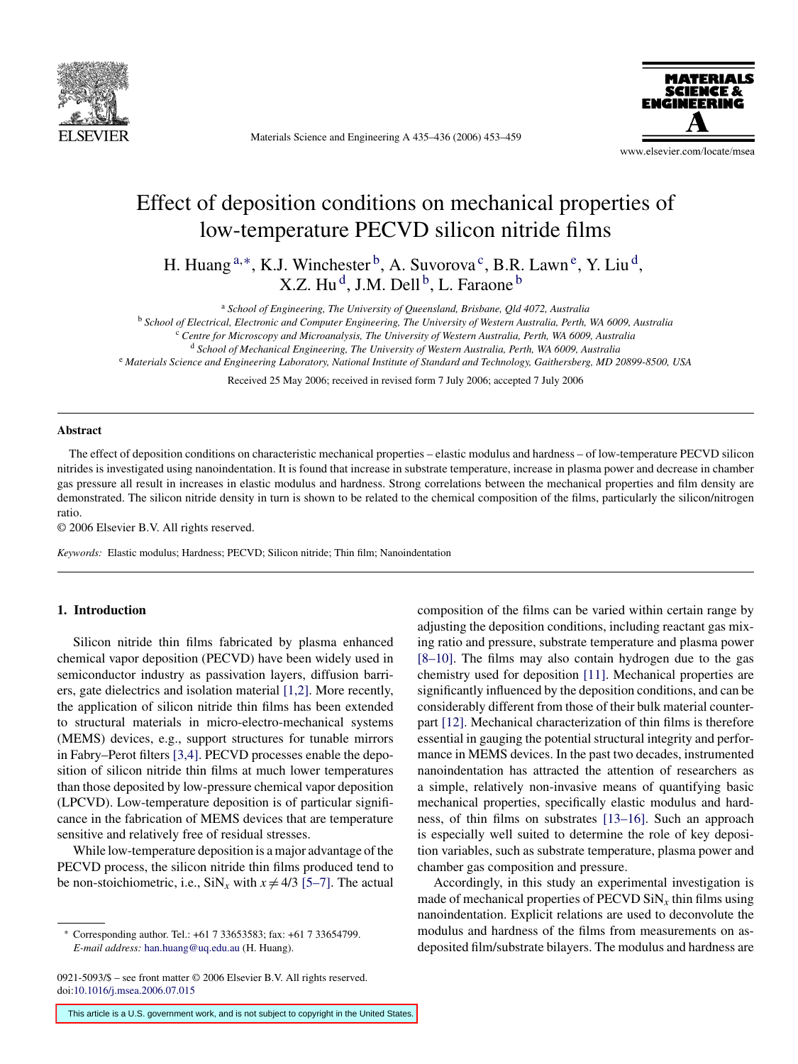# Effect of deposition conditions on mechanical properties of low-temperature PECVD silicon nitride films

H. Huang[a,*], K.J. Winchester[b], A. Suvorova[c], B.R. Lawn[e], Y. Liu[d], X.Z. Hu[d], J.M. Dell[b], L. Faraone[b]

[a] *School of Engineering, The University of Queensland, Brisbane, Qld 4072, Australia*
[b] *School of Electrical, Electronic and Computer Engineering, The University of Western Australia, Perth, WA 6009, Australia*
[c] *Centre for Microscopy and Microanalysis, The University of Western Australia, Perth, WA 6009, Australia*
[d] *School of Mechanical Engineering, The University of Western Australia, Perth, WA 6009, Australia*
[e] *Materials Science and Engineering Laboratory, National Institute of Standard and Technology, Gaithersburg, MD 20899-8500, USA*

Received 25 May 2006; received in revised form 7 July 2006; accepted 7 July 2006

## Abstract

The effect of deposition conditions on characteristic mechanical properties – elastic modulus and hardness – of low-temperature PECVD silicon nitrides is investigated using nanoindentation. It is found that increase in substrate temperature, increase in plasma power and decrease in chamber gas pressure all result in increases in elastic modulus and hardness. Strong correlations between the mechanical properties and film density are demonstrated. The silicon nitride density in turn is shown to be related to the chemical composition of the films, particularly the silicon/nitrogen ratio.

© 2006 Elsevier B.V. All rights reserved.

*Keywords:* Elastic modulus; Hardness; PECVD; Silicon nitride; Thin film; Nanoindentation

## 1. Introduction

Silicon nitride thin films fabricated by plasma enhanced chemical vapor deposition (PECVD) have been widely used in semiconductor industry as passivation layers, diffusion barriers, gate dielectrics and isolation material [1,2]. More recently, the application of silicon nitride thin films has been extended to structural materials in micro-electro-mechanical systems (MEMS) devices, e.g., support structures for tunable mirrors in Fabry–Perot filters [3,4]. PECVD processes enable the deposition of silicon nitride thin films at much lower temperatures than those deposited by low-pressure chemical vapor deposition (LPCVD). Low-temperature deposition is of particular significance in the fabrication of MEMS devices that are temperature sensitive and relatively free of residual stresses.

While low-temperature deposition is a major advantage of the PECVD process, the silicon nitride thin films produced tend to be non-stoichiometric, i.e., $SiN_x$ with $x \neq 4/3$ [5–7]. The actual composition of the films can be varied within certain range by adjusting the deposition conditions, including reactant gas mixing ratio and pressure, substrate temperature and plasma power [8–10]. The films may also contain hydrogen due to the gas chemistry used for deposition [11]. Mechanical properties are significantly influenced by the deposition conditions, and can be considerably different from those of their bulk material counterpart [12]. Mechanical characterization of thin films is therefore essential in gauging the potential structural integrity and performance in MEMS devices. In the past two decades, instrumented nanoindentation has attracted the attention of researchers as a simple, relatively non-invasive means of quantifying basic mechanical properties, specifically elastic modulus and hardness, of thin films on substrates [13–16]. Such an approach is especially well suited to determine the role of key deposition variables, such as substrate temperature, plasma power and chamber gas composition and pressure.

Accordingly, in this study an experimental investigation is made of mechanical properties of PECVD $SiN_x$ thin films using nanoindentation. Explicit relations are used to deconvolute the modulus and hardness of the films from measurements on as-deposited film/substrate bilayers. The modulus and hardness are

* Corresponding author. Tel.: +61 7 33653583; fax: +61 7 33654799.
*E-mail address:* han.huang@uq.edu.au (H. Huang).

0921-5093/$ – see front matter © 2006 Elsevier B.V. All rights reserved.
doi:10.1016/j.msea.2006.07.015

This article is a U.S. government work, and is not subject to copyright in the United States.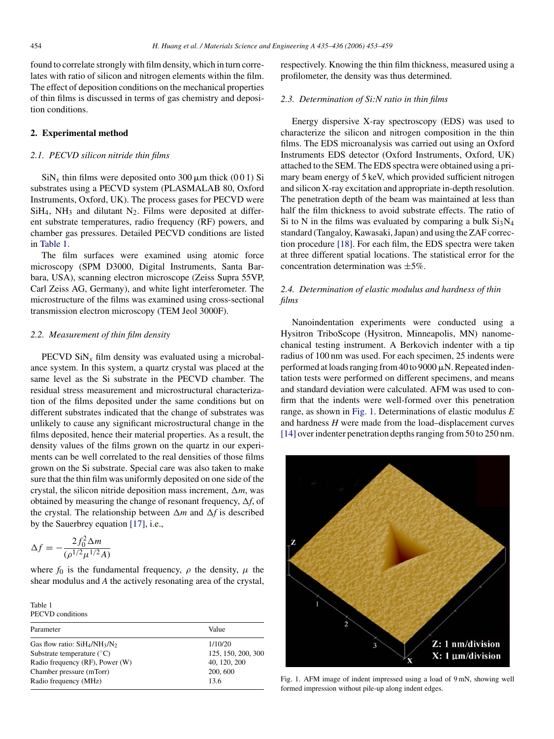found to correlate strongly with film density, which in turn correlates with ratio of silicon and nitrogen elements within the film. The effect of deposition conditions on the mechanical properties of thin films is discussed in terms of gas chemistry and deposition conditions.

## 2. Experimental method

### 2.1. PECVD silicon nitride thin films

$SiN_x$ thin films were deposited onto 300 μm thick (0 0 1) Si substrates using a PECVD system (PLASMALAB 80, Oxford Instruments, Oxford, UK). The process gases for PECVD were $SiH_4$, $NH_3$ and dilutant $N_2$. Films were deposited at different substrate temperatures, radio frequency (RF) powers, and chamber gas pressures. Detailed PECVD conditions are listed in Table 1.

The film surfaces were examined using atomic force microscopy (SPM D3000, Digital Instruments, Santa Barbara, USA), scanning electron microscope (Zeiss Supra 55VP, Carl Zeiss AG, Germany), and white light interferometer. The microstructure of the films was examined using cross-sectional transmission electron microscopy (TEM Jeol 3000F).

### 2.2. Measurement of thin film density

PECVD $SiN_x$ film density was evaluated using a microbalance system. In this system, a quartz crystal was placed at the same level as the Si substrate in the PECVD chamber. The residual stress measurement and microstructural characterization of the films deposited under the same conditions but on different substrates indicated that the change of substrates was unlikely to cause any significant microstructural change in the films deposited, hence their material properties. As a result, the density values of the films grown on the quartz in our experiments can be well correlated to the real densities of those films grown on the Si substrate. Special care was also taken to make sure that the thin film was uniformly deposited on one side of the crystal, the silicon nitride deposition mass increment, $\Delta m$, was obtained by measuring the change of resonant frequency, $\Delta f$, of the crystal. The relationship between $\Delta m$ and $\Delta f$ is described by the Sauerbrey equation [17], i.e.,

$$\Delta f = -\frac{2 f_0^2 \Delta m}{(\rho^{1/2} \mu^{1/2} A)}$$

where $f_0$ is the fundamental frequency, $\rho$ the density, $\mu$ the shear modulus and $A$ the actively resonating area of the crystal, respectively. Knowing the thin film thickness, measured using a profilometer, the density was thus determined.

Table 1
PECVD conditions

| Parameter | Value |
|---|---|
| Gas flow ratio: $SiH_4/NH_3/N_2$ | 1/10/20 |
| Substrate temperature (°C) | 125, 150, 200, 300 |
| Radio frequency (RF), Power (W) | 40, 120, 200 |
| Chamber pressure (mTorr) | 200, 600 |
| Radio frequency (MHz) | 13.6 |

### 2.3. Determination of Si:N ratio in thin films

Energy dispersive X-ray spectroscopy (EDS) was used to characterize the silicon and nitrogen composition in the thin films. The EDS microanalysis was carried out using an Oxford Instruments EDS detector (Oxford Instruments, Oxford, UK) attached to the SEM. The EDS spectra were obtained using a primary beam energy of 5 keV, which provided sufficient nitrogen and silicon X-ray excitation and appropriate in-depth resolution. The penetration depth of the beam was maintained at less than half the film thickness to avoid substrate effects. The ratio of Si to N in the films was evaluated by comparing a bulk $Si_3N_4$ standard (Tangaloy, Kawasaki, Japan) and using the ZAF correction procedure [18]. For each film, the EDS spectra were taken at three different spatial locations. The statistical error for the concentration determination was ±5%.

### 2.4. Determination of elastic modulus and hardness of thin films

Nanoindentation experiments were conducted using a Hysitron TriboScope (Hysitron, Minneapolis, MN) nanomechanical testing instrument. A Berkovich indenter with a tip radius of 100 nm was used. For each specimen, 25 indents were performed at loads ranging from 40 to 9000 μN. Repeated indentation tests were performed on different specimens, and means and standard deviation were calculated. AFM was used to confirm that the indents were well-formed over this penetration range, as shown in Fig. 1. Determinations of elastic modulus $E$ and hardness $H$ were made from the load–displacement curves [14] over indenter penetration depths ranging from 50 to 250 nm.

Fig. 1. AFM image of indent impressed using a load of 9 mN, showing well formed impression without pile-up along indent edges.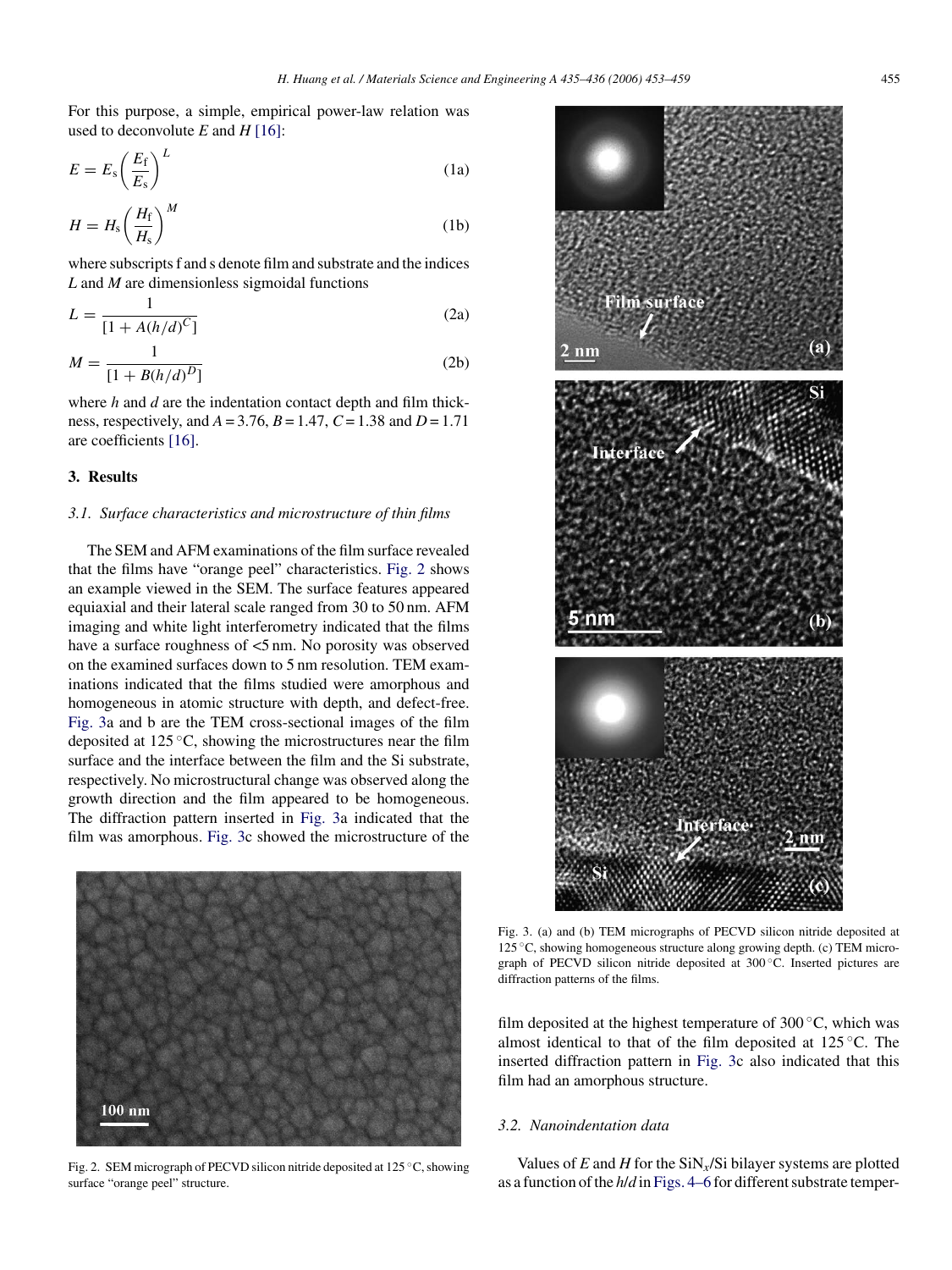For this purpose, a simple, empirical power-law relation was used to deconvolute $E$ and $H$ [16]:

$$E = E_s \left( \frac{E_f}{E_s} \right)^L \tag{1a}$$

$$H = H_s \left( \frac{H_f}{H_s} \right)^M \tag{1b}$$

where subscripts f and s denote film and substrate and the indices $L$ and $M$ are dimensionless sigmoidal functions

$$L = \frac{1}{[1 + A(h/d)^C]} \tag{2a}$$

$$M = \frac{1}{[1 + B(h/d)^D]} \tag{2b}$$

where $h$ and $d$ are the indentation contact depth and film thickness, respectively, and $A = 3.76$, $B = 1.47$, $C = 1.38$ and $D = 1.71$ are coefficients [16].

## 3. Results

### 3.1. Surface characteristics and microstructure of thin films

The SEM and AFM examinations of the film surface revealed that the films have "orange peel" characteristics. Fig. 2 shows an example viewed in the SEM. The surface features appeared equiaxial and their lateral scale ranged from 30 to 50 nm. AFM imaging and white light interferometry indicated that the films have a surface roughness of <5 nm. No porosity was observed on the examined surfaces down to 5 nm resolution. TEM examinations indicated that the films studied were amorphous and homogeneous in atomic structure with depth, and defect-free. Fig. 3a and b are the TEM cross-sectional images of the film deposited at 125 °C, showing the microstructures near the film surface and the interface between the film and the Si substrate, respectively. No microstructural change was observed along the growth direction and the film appeared to be homogeneous. The diffraction pattern inserted in Fig. 3a indicated that the film was amorphous. Fig. 3c showed the microstructure of the film deposited at the highest temperature of 300 °C, which was almost identical to that of the film deposited at 125 °C. The inserted diffraction pattern in Fig. 3c also indicated that this film had an amorphous structure.

Fig. 2. SEM micrograph of PECVD silicon nitride deposited at 125 °C, showing surface "orange peel" structure.

Fig. 3. (a) and (b) TEM micrographs of PECVD silicon nitride deposited at 125 °C, showing homogeneous structure along growing depth. (c) TEM micrograph of PECVD silicon nitride deposited at 300 °C. Inserted pictures are diffraction patterns of the films.

### 3.2. Nanoindentation data

Values of $E$ and $H$ for the $SiN_x$/Si bilayer systems are plotted as a function of the $h/d$ in Figs. 4–6 for different substrate temper-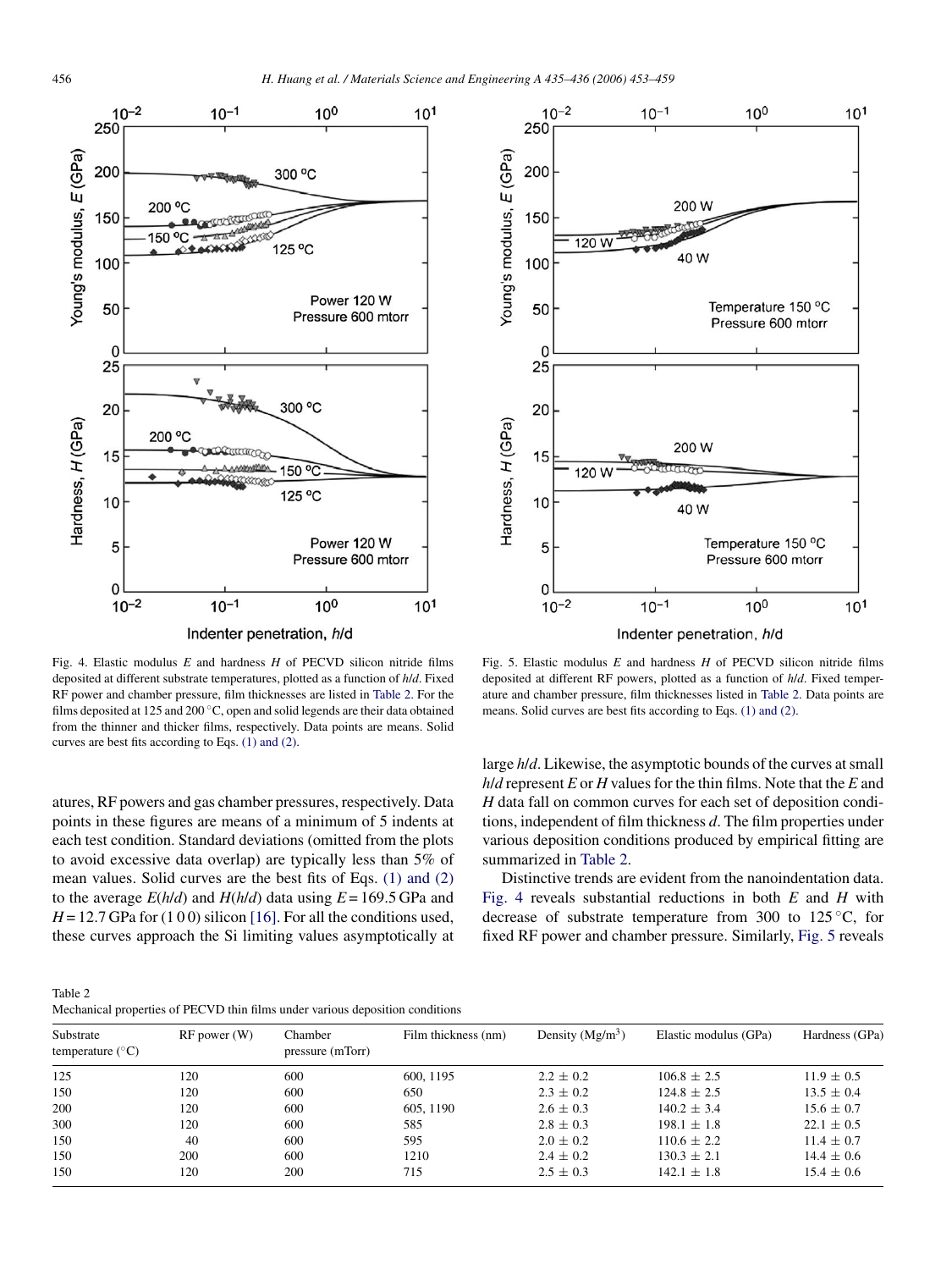Fig. 4. Elastic modulus $E$ and hardness $H$ of PECVD silicon nitride films deposited at different substrate temperatures, plotted as a function of $h/d$. Fixed RF power and chamber pressure, film thicknesses are listed in Table 2. For the films deposited at 125 and 200 °C, open and solid legends are their data obtained from the thinner and thicker films, respectively. Data points are means. Solid curves are best fits according to Eqs. (1) and (2).

Fig. 5. Elastic modulus $E$ and hardness $H$ of PECVD silicon nitride films deposited at different RF powers, plotted as a function of $h/d$. Fixed temperature and chamber pressure, film thicknesses listed in Table 2. Data points are means. Solid curves are best fits according to Eqs. (1) and (2).

atures, RF powers and gas chamber pressures, respectively. Data points in these figures are means of a minimum of 5 indents at each test condition. Standard deviations (omitted from the plots to avoid excessive data overlap) are typically less than 5% of mean values. Solid curves are the best fits of Eqs. (1) and (2) to the average $E(h/d)$ and $H(h/d)$ data using $E = 169.5$ GPa and $H = 12.7$ GPa for (1 0 0) silicon [16]. For all the conditions used, these curves approach the Si limiting values asymptotically at large $h/d$. Likewise, the asymptotic bounds of the curves at small $h/d$ represent $E$ or $H$ values for the thin films. Note that the $E$ and $H$ data fall on common curves for each set of deposition conditions, independent of film thickness $d$. The film properties under various deposition conditions produced by empirical fitting are summarized in Table 2.

Distinctive trends are evident from the nanoindentation data. Fig. 4 reveals substantial reductions in both $E$ and $H$ with decrease of substrate temperature from 300 to 125 °C, for fixed RF power and chamber pressure. Similarly, Fig. 5 reveals

Table 2
Mechanical properties of PECVD thin films under various deposition conditions

| Substrate temperature (°C) | RF power (W) | Chamber pressure (mTorr) | Film thickness (nm) | Density ($Mg/m^3$) | Elastic modulus (GPa) | Hardness (GPa) |
|---|---|---|---|---|---|---|
| 125 | 120 | 600 | 600, 1195 | 2.2 ± 0.2 | 106.8 ± 2.5 | 11.9 ± 0.5 |
| 150 | 120 | 600 | 650 | 2.3 ± 0.2 | 124.8 ± 2.5 | 13.5 ± 0.4 |
| 200 | 120 | 600 | 605, 1190 | 2.6 ± 0.3 | 140.2 ± 3.4 | 15.6 ± 0.7 |
| 300 | 120 | 600 | 585 | 2.8 ± 0.3 | 198.1 ± 1.8 | 22.1 ± 0.5 |
| 150 | 40 | 600 | 595 | 2.0 ± 0.2 | 110.6 ± 2.2 | 11.4 ± 0.7 |
| 150 | 200 | 600 | 1210 | 2.4 ± 0.2 | 130.3 ± 2.1 | 14.4 ± 0.6 |
| 150 | 120 | 200 | 715 | 2.5 ± 0.3 | 142.1 ± 1.8 | 15.4 ± 0.6 |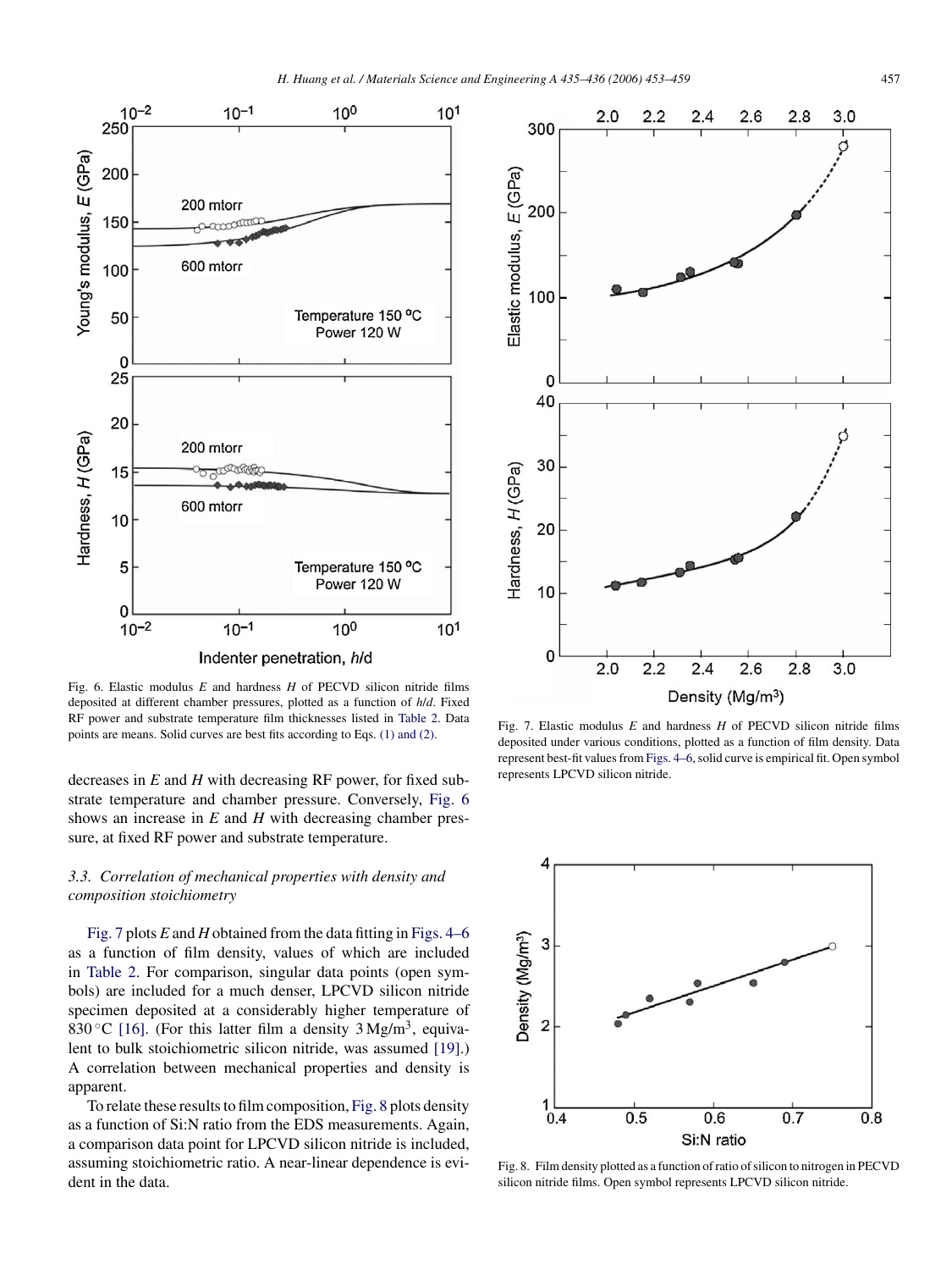Fig. 6. Elastic modulus $E$ and hardness $H$ of PECVD silicon nitride films deposited at different chamber pressures, plotted as a function of $h/d$. Fixed RF power and substrate temperature film thicknesses listed in Table 2. Data points are means. Solid curves are best fits according to Eqs. (1) and (2).

Fig. 7. Elastic modulus $E$ and hardness $H$ of PECVD silicon nitride films deposited under various conditions, plotted as a function of film density. Data represent best-fit values from Figs. 4–6, solid curve is empirical fit. Open symbol represents LPCVD silicon nitride.

decreases in $E$ and $H$ with decreasing RF power, for fixed substrate temperature and chamber pressure. Conversely, Fig. 6 shows an increase in $E$ and $H$ with decreasing chamber pressure, at fixed RF power and substrate temperature.

### 3.3. Correlation of mechanical properties with density and composition stoichiometry

Fig. 7 plots $E$ and $H$ obtained from the data fitting in Figs. 4–6 as a function of film density, values of which are included in Table 2. For comparison, singular data points (open symbols) are included for a much denser, LPCVD silicon nitride specimen deposited at a considerably higher temperature of 830 °C [16]. (For this latter film a density 3 Mg/m$^3$, equivalent to bulk stoichiometric silicon nitride, was assumed [19].) A correlation between mechanical properties and density is apparent.

To relate these results to film composition, Fig. 8 plots density as a function of Si:N ratio from the EDS measurements. Again, a comparison data point for LPCVD silicon nitride is included, assuming stoichiometric ratio. A near-linear dependence is evident in the data.

Fig. 8. Film density plotted as a function of ratio of silicon to nitrogen in PECVD silicon nitride films. Open symbol represents LPCVD silicon nitride.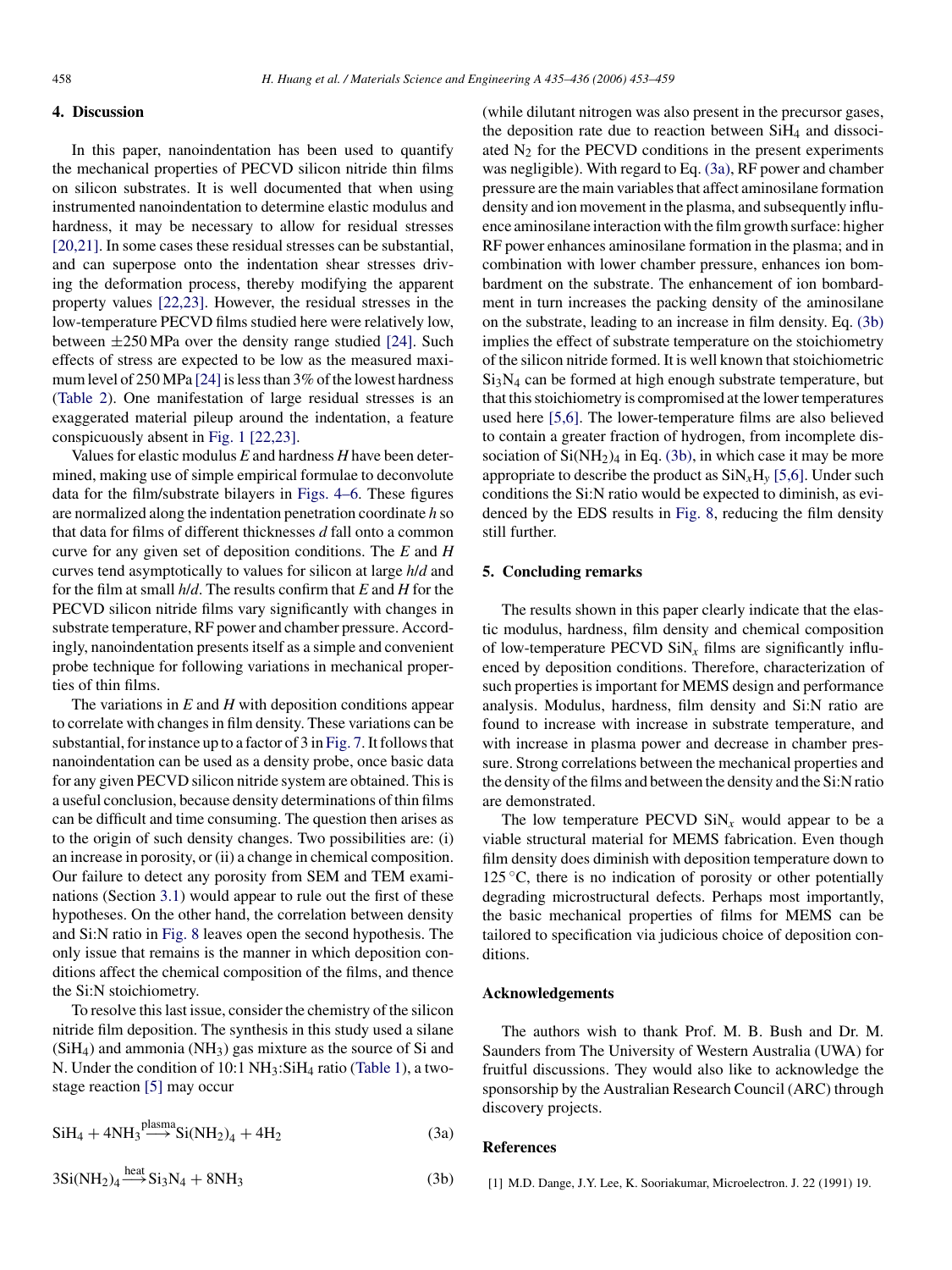## 4. Discussion

In this paper, nanoindentation has been used to quantify the mechanical properties of PECVD silicon nitride thin films on silicon substrates. It is well documented that when using instrumented nanoindentation to determine elastic modulus and hardness, it may be necessary to allow for residual stresses [20,21]. In some cases these residual stresses can be substantial, and can superpose onto the indentation shear stresses driving the deformation process, thereby modifying the apparent property values [22,23]. However, the residual stresses in the low-temperature PECVD films studied here were relatively low, between ±250 MPa over the density range studied [24]. Such effects of stress are expected to be low as the measured maximum level of 250 MPa [24] is less than 3% of the lowest hardness (Table 2). One manifestation of large residual stresses is an exaggerated material pileup around the indentation, a feature conspicuously absent in Fig. 1 [22,23].

Values for elastic modulus $E$ and hardness $H$ have been determined, making use of simple empirical formulae to deconvolute data for the film/substrate bilayers in Figs. 4–6. These figures are normalized along the indentation penetration coordinate $h$ so that data for films of different thicknesses $d$ fall onto a common curve for any given set of deposition conditions. The $E$ and $H$ curves tend asymptotically to values for silicon at large $h/d$ and for the film at small $h/d$. The results confirm that $E$ and $H$ for the PECVD silicon nitride films vary significantly with changes in substrate temperature, RF power and chamber pressure. Accordingly, nanoindentation presents itself as a simple and convenient probe technique for following variations in mechanical properties of thin films.

The variations in $E$ and $H$ with deposition conditions appear to correlate with changes in film density. These variations can be substantial, for instance up to a factor of 3 in Fig. 7. It follows that nanoindentation can be used as a density probe, once basic data for any given PECVD silicon nitride system are obtained. This is a useful conclusion, because density determinations of thin films can be difficult and time consuming. The question then arises as to the origin of such density changes. Two possibilities are: (i) an increase in porosity, or (ii) a change in chemical composition. Our failure to detect any porosity from SEM and TEM examinations (Section 3.1) would appear to rule out the first of these hypotheses. On the other hand, the correlation between density and Si:N ratio in Fig. 8 leaves open the second hypothesis. The only issue that remains is the manner in which deposition conditions affect the chemical composition of the films, and thence the Si:N stoichiometry.

To resolve this last issue, consider the chemistry of the silicon nitride film deposition. The synthesis in this study used a silane ($SiH_4$) and ammonia ($NH_3$) gas mixture as the source of Si and N. Under the condition of 10:1 $NH_3$:$SiH_4$ ratio (Table 1), a two-stage reaction [5] may occur

$$SiH_4 + 4NH_3 \xrightarrow{\text{plasma}} Si(NH_2)_4 + 4H_2 \tag{3a}$$

$$3Si(NH_2)_4 \xrightarrow{\text{heat}} Si_3N_4 + 8NH_3 \tag{3b}$$

(while dilutant nitrogen was also present in the precursor gases, the deposition rate due to reaction between $SiH_4$ and dissociated $N_2$ for the PECVD conditions in the present experiments was negligible). With regard to Eq. (3a), RF power and chamber pressure are the main variables that affect aminosilane formation density and ion movement in the plasma, and subsequently influence aminosilane interaction with the film growth surface: higher RF power enhances aminosilane formation in the plasma; and in combination with lower chamber pressure, enhances ion bombardment on the substrate. The enhancement of ion bombardment in turn increases the packing density of the aminosilane on the substrate, leading to an increase in film density. Eq. (3b) implies the effect of substrate temperature on the stoichiometry of the silicon nitride formed. It is well known that stoichiometric $Si_3N_4$ can be formed at high enough substrate temperature, but that this stoichiometry is compromised at the lower temperatures used here [5,6]. The lower-temperature films are also believed to contain a greater fraction of hydrogen, from incomplete dissociation of $Si(NH_2)_4$ in Eq. (3b), in which case it may be more appropriate to describe the product as $SiN_xH_y$ [5,6]. Under such conditions the Si:N ratio would be expected to diminish, as evidenced by the EDS results in Fig. 8, reducing the film density still further.

## 5. Concluding remarks

The results shown in this paper clearly indicate that the elastic modulus, hardness, film density and chemical composition of low-temperature PECVD $SiN_x$ films are significantly influenced by deposition conditions. Therefore, characterization of such properties is important for MEMS design and performance analysis. Modulus, hardness, film density and Si:N ratio are found to increase with increase in substrate temperature, and with increase in plasma power and decrease in chamber pressure. Strong correlations between the mechanical properties and the density of the films and between the density and the Si:N ratio are demonstrated.

The low temperature PECVD $SiN_x$ would appear to be a viable structural material for MEMS fabrication. Even though film density does diminish with deposition temperature down to 125 °C, there is no indication of porosity or other potentially degrading microstructural defects. Perhaps most importantly, the basic mechanical properties of films for MEMS can be tailored to specification via judicious choice of deposition conditions.

## Acknowledgements

The authors wish to thank Prof. M. B. Bush and Dr. M. Saunders from The University of Western Australia (UWA) for fruitful discussions. They would also like to acknowledge the sponsorship by the Australian Research Council (ARC) through discovery projects.

## References

[1] M.D. Dange, J.Y. Lee, K. Sooriakumar, Microelectron. J. 22 (1991) 19.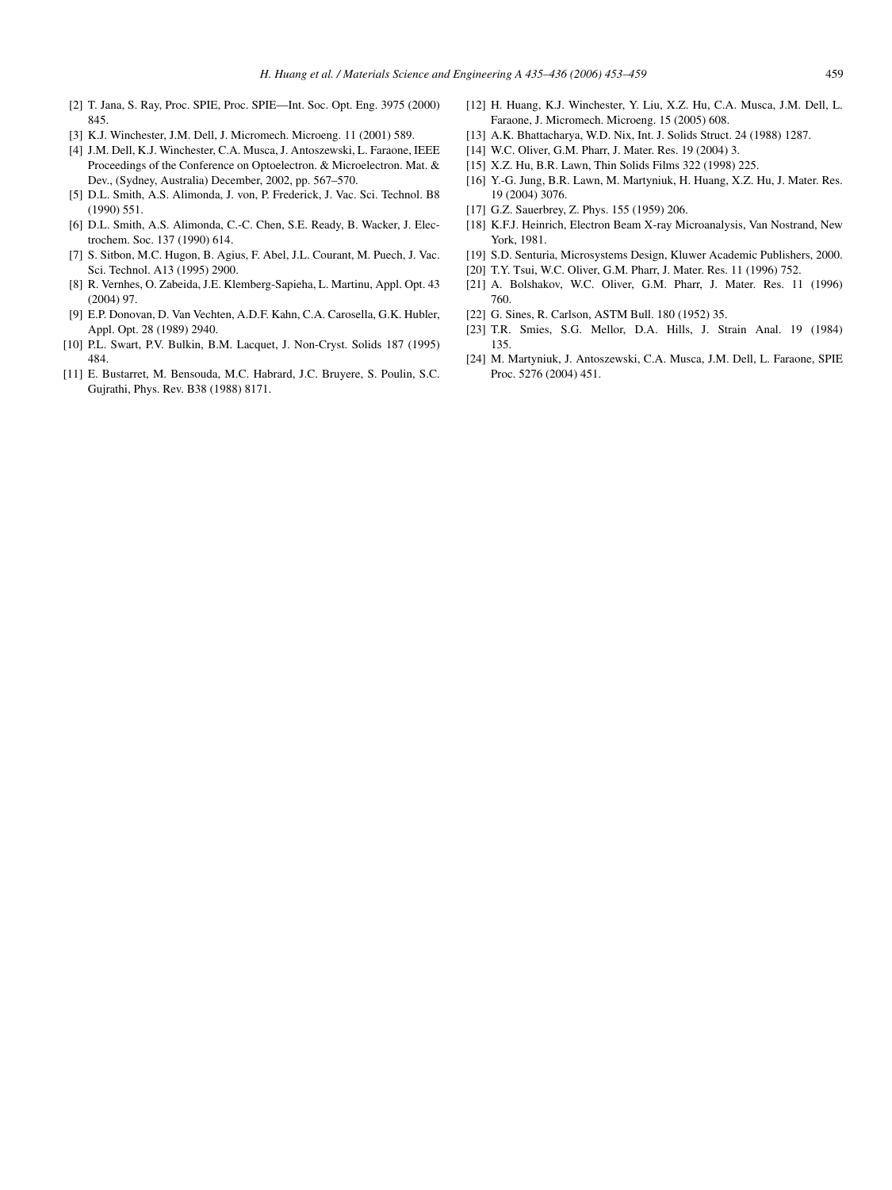[2] T. Jana, S. Ray, Proc. SPIE, Proc. SPIE—Int. Soc. Opt. Eng. 3975 (2000) 845.

[3] K.J. Winchester, J.M. Dell, J. Micromech. Microeng. 11 (2001) 589.

[4] J.M. Dell, K.J. Winchester, C.A. Musca, J. Antoszewski, L. Faraone, IEEE Proceedings of the Conference on Optoelectron. & Microelectron. Mat. & Dev., (Sydney, Australia) December, 2002, pp. 567–570.

[5] D.L. Smith, A.S. Alimonda, J. von, P. Frederick, J. Vac. Sci. Technol. B8 (1990) 551.

[6] D.L. Smith, A.S. Alimonda, C.-C. Chen, S.E. Ready, B. Wacker, J. Electrochem. Soc. 137 (1990) 614.

[7] S. Sitbon, M.C. Hugon, B. Agius, F. Abel, J.L. Courant, M. Puech, J. Vac. Sci. Technol. A13 (1995) 2900.

[8] R. Vernhes, O. Zabeida, J.E. Klemberg-Sapieha, L. Martinu, Appl. Opt. 43 (2004) 97.

[9] E.P. Donovan, D. Van Vechten, A.D.F. Kahn, C.A. Carosella, G.K. Hubler, Appl. Opt. 28 (1989) 2940.

[10] P.L. Swart, P.V. Bulkin, B.M. Lacquet, J. Non-Cryst. Solids 187 (1995) 484.

[11] E. Bustarret, M. Bensouda, M.C. Habrard, J.C. Bruyere, S. Poulin, S.C. Gujrathi, Phys. Rev. B38 (1988) 8171.

[12] H. Huang, K.J. Winchester, Y. Liu, X.Z. Hu, C.A. Musca, J.M. Dell, L. Faraone, J. Micromech. Microeng. 15 (2005) 608.

[13] A.K. Bhattacharya, W.D. Nix, Int. J. Solids Struct. 24 (1988) 1287.

[14] W.C. Oliver, G.M. Pharr, J. Mater. Res. 19 (2004) 3.

[15] X.Z. Hu, B.R. Lawn, Thin Solids Films 322 (1998) 225.

[16] Y.-G. Jung, B.R. Lawn, M. Martyniuk, H. Huang, X.Z. Hu, J. Mater. Res. 19 (2004) 3076.

[17] G.Z. Sauerbrey, Z. Phys. 155 (1959) 206.

[18] K.F.J. Heinrich, Electron Beam X-ray Microanalysis, Van Nostrand, New York, 1981.

[19] S.D. Senturia, Microsystems Design, Kluwer Academic Publishers, 2000.

[20] T.Y. Tsui, W.C. Oliver, G.M. Pharr, J. Mater. Res. 11 (1996) 752.

[21] A. Bolshakov, W.C. Oliver, G.M. Pharr, J. Mater. Res. 11 (1996) 760.

[22] G. Sines, R. Carlson, ASTM Bull. 180 (1952) 35.

[23] T.R. Smies, S.G. Mellor, D.A. Hills, J. Strain Anal. 19 (1984) 135.

[24] M. Martyniuk, J. Antoszewski, C.A. Musca, J.M. Dell, L. Faraone, SPIE Proc. 5276 (2004) 451.